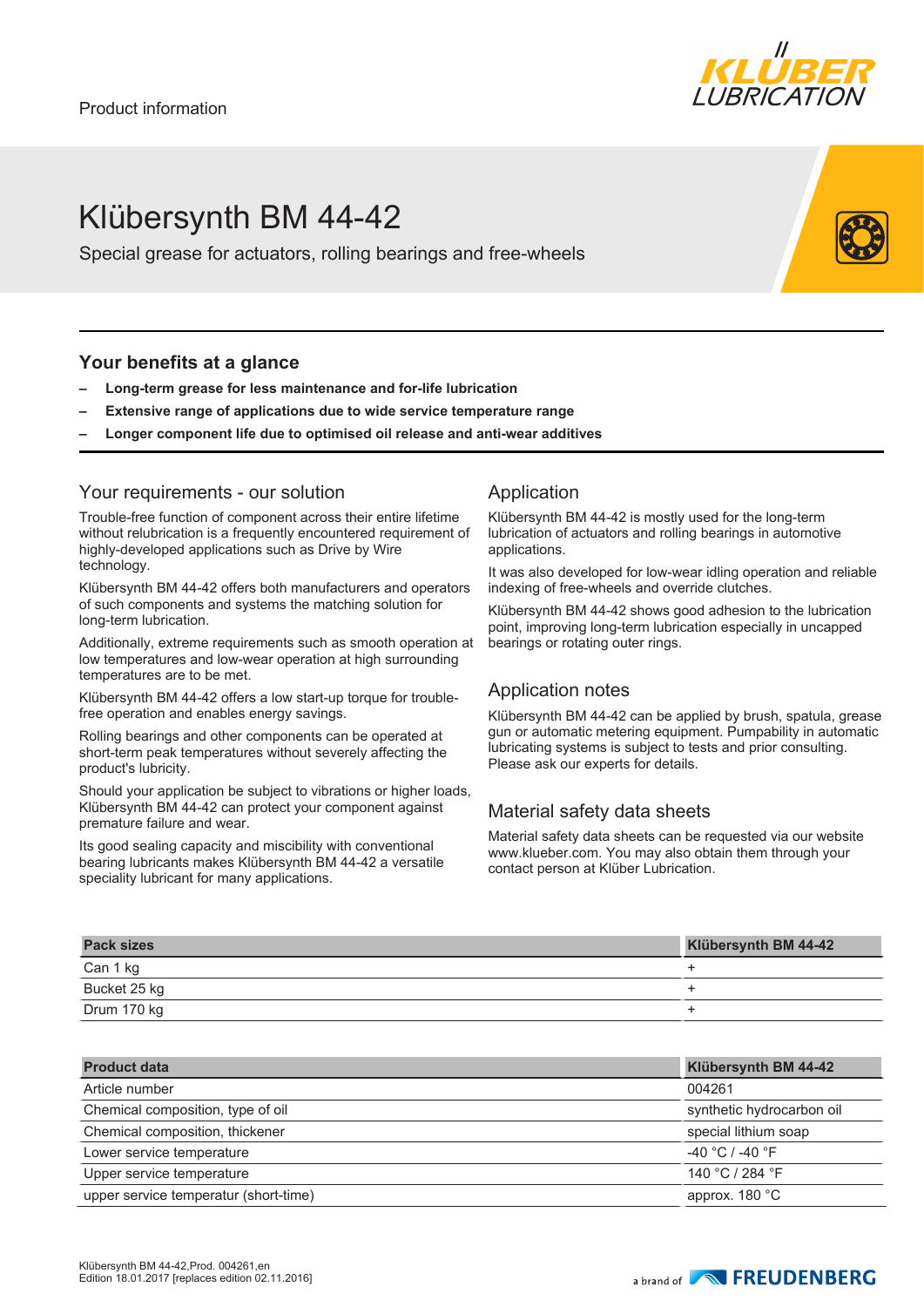Product information

# Klübersynth BM 44-42

Special grease for actuators, rolling bearings and free-wheels

## Your benefits at a glance

- **Long-term grease for less maintenance and for-life lubrication**
- **Extensive range of applications due to wide service temperature range**
- **Longer component life due to optimised oil release and anti-wear additives**

## Your requirements - our solution

Trouble-free function of component across their entire lifetime without relubrication is a frequently encountered requirement of highly-developed applications such as Drive by Wire technology.

Klübersynth BM 44-42 offers both manufacturers and operators of such components and systems the matching solution for long-term lubrication.

Additionally, extreme requirements such as smooth operation at low temperatures and low-wear operation at high surrounding temperatures are to be met.

Klübersynth BM 44-42 offers a low start-up torque for trouble-free operation and enables energy savings.

Rolling bearings and other components can be operated at short-term peak temperatures without severely affecting the product's lubricity.

Should your application be subject to vibrations or higher loads, Klübersynth BM 44-42 can protect your component against premature failure and wear.

Its good sealing capacity and miscibility with conventional bearing lubricants makes Klübersynth BM 44-42 a versatile speciality lubricant for many applications.

## Application

Klübersynth BM 44-42 is mostly used for the long-term lubrication of actuators and rolling bearings in automotive applications.

It was also developed for low-wear idling operation and reliable indexing of free-wheels and override clutches.

Klübersynth BM 44-42 shows good adhesion to the lubrication point, improving long-term lubrication especially in uncapped bearings or rotating outer rings.

## Application notes

Klübersynth BM 44-42 can be applied by brush, spatula, grease gun or automatic metering equipment. Pumpability in automatic lubricating systems is subject to tests and prior consulting. Please ask our experts for details.

## Material safety data sheets

Material safety data sheets can be requested via our website www.klueber.com. You may also obtain them through your contact person at Klüber Lubrication.

| Pack sizes | Klübersynth BM 44-42 |
|---|---|
| Can 1 kg | + |
| Bucket 25 kg | + |
| Drum 170 kg | + |

| Product data | Klübersynth BM 44-42 |
|---|---|
| Article number | 004261 |
| Chemical composition, type of oil | synthetic hydrocarbon oil |
| Chemical composition, thickener | special lithium soap |
| Lower service temperature | -40 °C / -40 °F |
| Upper service temperature | 140 °C / 284 °F |
| upper service temperatur (short-time) | approx. 180 °C |

Klübersynth BM 44-42,Prod. 004261,en
Edition 18.01.2017 [replaces edition 02.11.2016]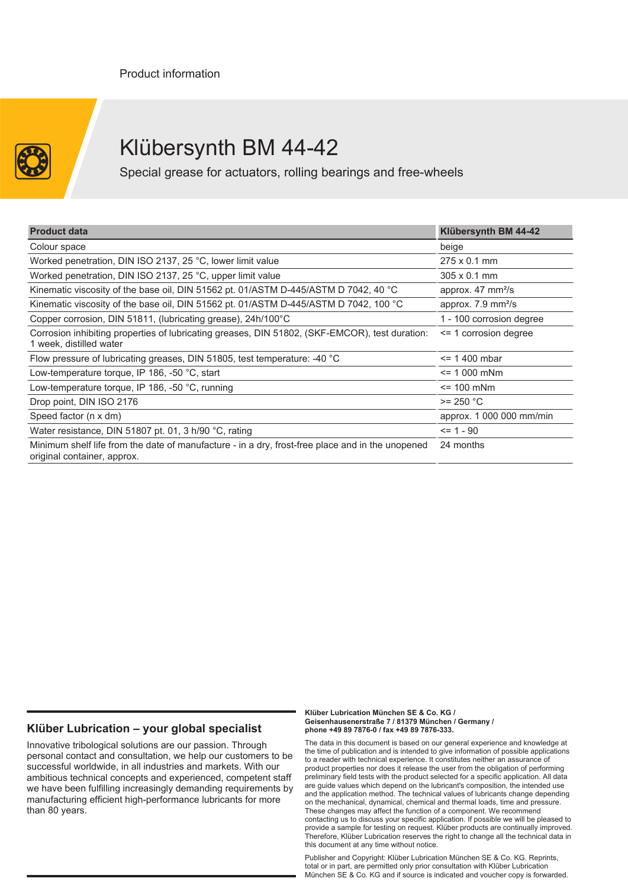Product information

# Klübersynth BM 44-42

Special grease for actuators, rolling bearings and free-wheels

| Product data | Klübersynth BM 44-42 |
|---|---|
| Colour space | beige |
| Worked penetration, DIN ISO 2137, 25 °C, lower limit value | 275 x 0.1 mm |
| Worked penetration, DIN ISO 2137, 25 °C, upper limit value | 305 x 0.1 mm |
| Kinematic viscosity of the base oil, DIN 51562 pt. 01/ASTM D-445/ASTM D 7042, 40 °C | approx. 47 mm²/s |
| Kinematic viscosity of the base oil, DIN 51562 pt. 01/ASTM D-445/ASTM D 7042, 100 °C | approx. 7.9 mm²/s |
| Copper corrosion, DIN 51811, (lubricating grease), 24h/100°C | 1 - 100 corrosion degree |
| Corrosion inhibiting properties of lubricating greases, DIN 51802, (SKF-EMCOR), test duration: 1 week, distilled water | <= 1 corrosion degree |
| Flow pressure of lubricating greases, DIN 51805, test temperature: -40 °C | <= 1 400 mbar |
| Low-temperature torque, IP 186, -50 °C, start | <= 1 000 mNm |
| Low-temperature torque, IP 186, -50 °C, running | <= 100 mNm |
| Drop point, DIN ISO 2176 | >= 250 °C |
| Speed factor (n x dm) | approx. 1 000 000 mm/min |
| Water resistance, DIN 51807 pt. 01, 3 h/90 °C, rating | <= 1 - 90 |
| Minimum shelf life from the date of manufacture - in a dry, frost-free place and in the unopened original container, approx. | 24 months |

## Klüber Lubrication – your global specialist

Innovative tribological solutions are our passion. Through personal contact and consultation, we help our customers to be successful worldwide, in all industries and markets. With our ambitious technical concepts and experienced, competent staff we have been fulfilling increasingly demanding requirements by manufacturing efficient high-performance lubricants for more than 80 years.

**Klüber Lubrication München SE & Co. KG / Geisenhausenerstraße 7 / 81379 München / Germany / phone +49 89 7876-0 / fax +49 89 7876-333.**

The data in this document is based on our general experience and knowledge at the time of publication and is intended to give information of possible applications to a reader with technical experience. It constitutes neither an assurance of product properties nor does it release the user from the obligation of performing preliminary field tests with the product selected for a specific application. All data are guide values which depend on the lubricant's composition, the intended use and the application method. The technical values of lubricants change depending on the mechanical, dynamical, chemical and thermal loads, time and pressure. These changes may affect the function of a component. We recommend contacting us to discuss your specific application. If possible we will be pleased to provide a sample for testing on request. Klüber products are continually improved. Therefore, Klüber Lubrication reserves the right to change all the technical data in this document at any time without notice.

Publisher and Copyright: Klüber Lubrication München SE & Co. KG. Reprints, total or in part, are permitted only prior consultation with Klüber Lubrication München SE & Co. KG and if source is indicated and voucher copy is forwarded.